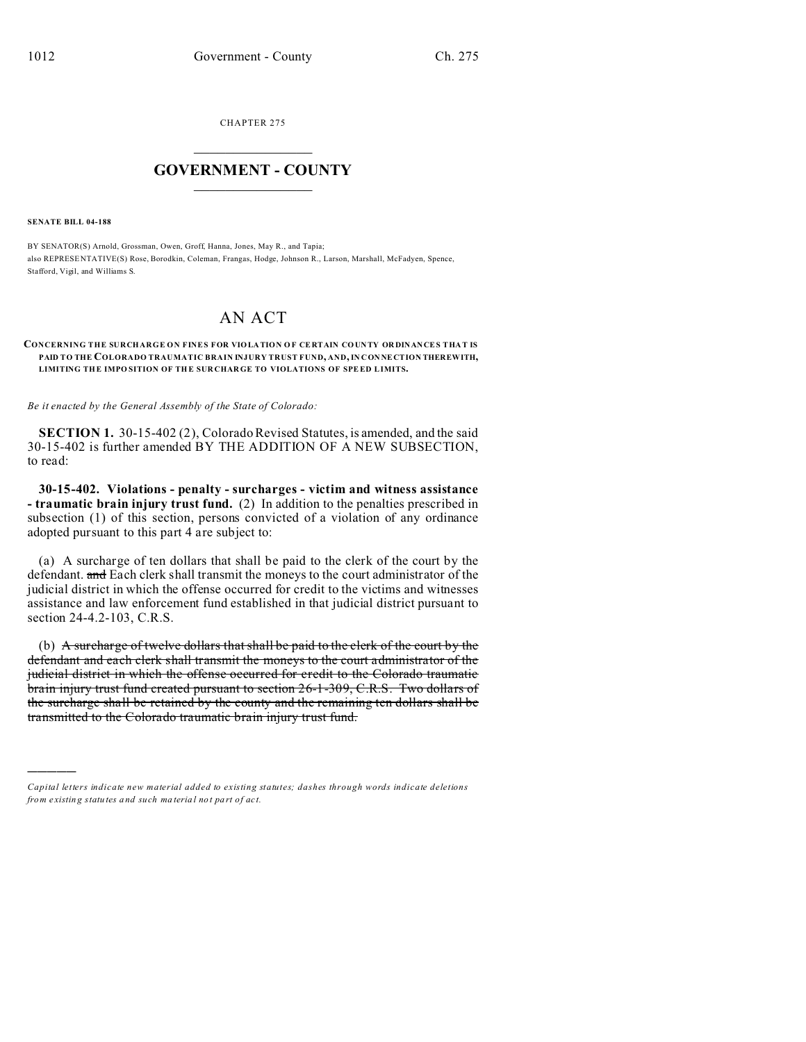CHAPTER 275

## GOVERNMENT - COUNTY

**SENATE BILL 04-188**

BY SENATOR(S) Arnold, Grossman, Owen, Groff, Hanna, Jones, May R., and Tapia;
also REPRESENTATIVE(S) Rose, Borodkin, Coleman, Frangas, Hodge, Johnson R., Larson, Marshall, McFadyen, Spence, Stafford, Vigil, and Williams S.

# AN ACT

**CONCERNING THE SURCHARGE ON FINES FOR VIOLATION OF CERTAIN COUNTY ORDINANCES THAT IS PAID TO THE COLORADO TRAUMATIC BRAIN INJURY TRUST FUND, AND, IN CONNECTION THEREWITH, LIMITING THE IMPOSITION OF THE SURCHARGE TO VIOLATIONS OF SPEED LIMITS.**

*Be it enacted by the General Assembly of the State of Colorado:*

**SECTION 1.** 30-15-402 (2), Colorado Revised Statutes, is amended, and the said 30-15-402 is further amended BY THE ADDITION OF A NEW SUBSECTION, to read:

**30-15-402. Violations - penalty - surcharges - victim and witness assistance - traumatic brain injury trust fund.** (2) In addition to the penalties prescribed in subsection (1) of this section, persons convicted of a violation of any ordinance adopted pursuant to this part 4 are subject to:

(a) A surcharge of ten dollars that shall be paid to the clerk of the court by the defendant. ~~and~~ Each clerk shall transmit the moneys to the court administrator of the judicial district in which the offense occurred for credit to the victims and witnesses assistance and law enforcement fund established in that judicial district pursuant to section 24-4.2-103, C.R.S.

(b) ~~A surcharge of twelve dollars that shall be paid to the clerk of the court by the defendant and each clerk shall transmit the moneys to the court administrator of the judicial district in which the offense occurred for credit to the Colorado traumatic brain injury trust fund created pursuant to section 26-1-309, C.R.S. Two dollars of the surcharge shall be retained by the county and the remaining ten dollars shall be transmitted to the Colorado traumatic brain injury trust fund.~~

---

*Capital letters indicate new material added to existing statutes; dashes through words indicate deletions from existing statutes and such material not part of act.*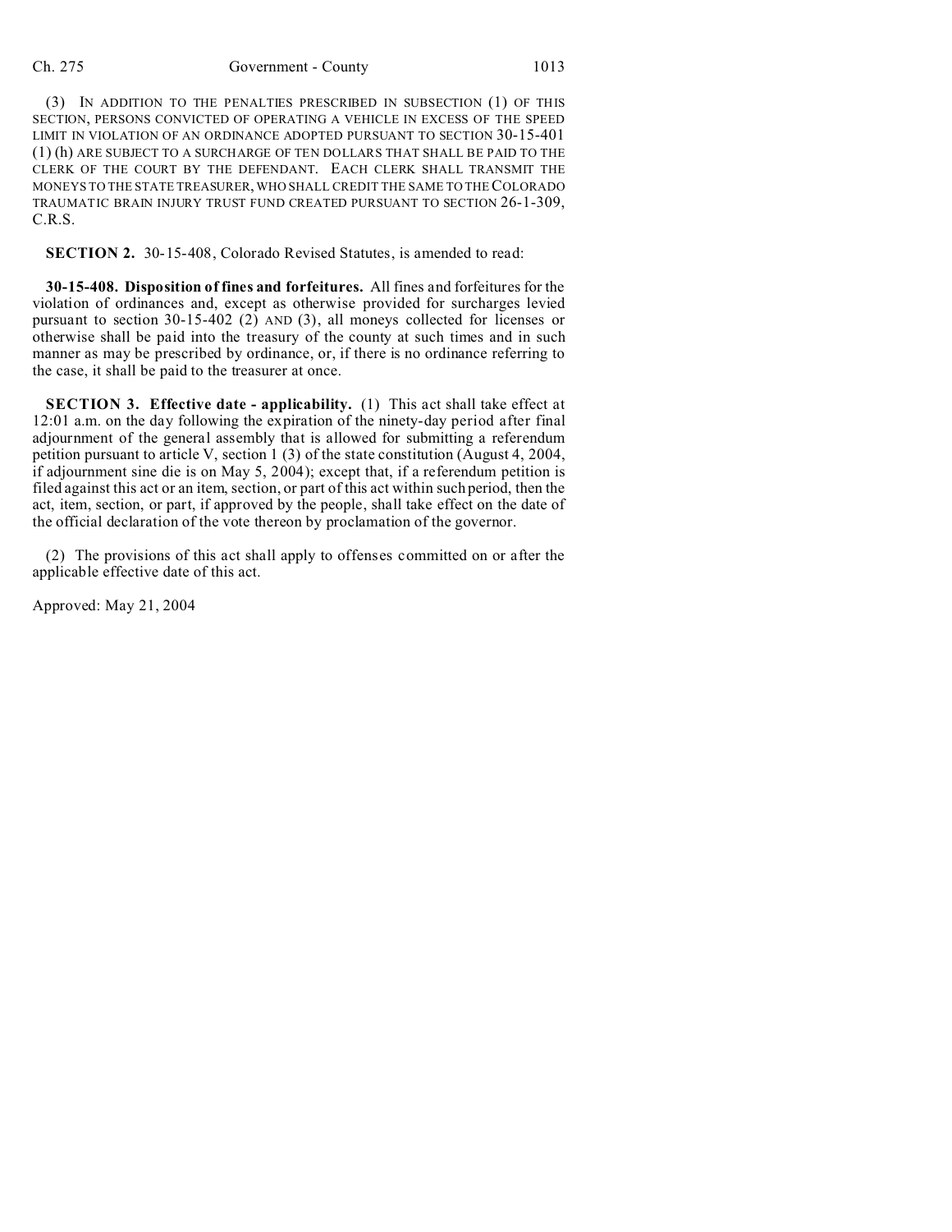(3) IN ADDITION TO THE PENALTIES PRESCRIBED IN SUBSECTION (1) OF THIS SECTION, PERSONS CONVICTED OF OPERATING A VEHICLE IN EXCESS OF THE SPEED LIMIT IN VIOLATION OF AN ORDINANCE ADOPTED PURSUANT TO SECTION 30-15-401 (1) (h) ARE SUBJECT TO A SURCHARGE OF TEN DOLLARS THAT SHALL BE PAID TO THE CLERK OF THE COURT BY THE DEFENDANT. EACH CLERK SHALL TRANSMIT THE MONEYS TO THE STATE TREASURER, WHO SHALL CREDIT THE SAME TO THE COLORADO TRAUMATIC BRAIN INJURY TRUST FUND CREATED PURSUANT TO SECTION 26-1-309, C.R.S.

**SECTION 2.** 30-15-408, Colorado Revised Statutes, is amended to read:

**30-15-408. Disposition of fines and forfeitures.** All fines and forfeitures for the violation of ordinances and, except as otherwise provided for surcharges levied pursuant to section 30-15-402 (2) AND (3), all moneys collected for licenses or otherwise shall be paid into the treasury of the county at such times and in such manner as may be prescribed by ordinance, or, if there is no ordinance referring to the case, it shall be paid to the treasurer at once.

**SECTION 3. Effective date - applicability.** (1) This act shall take effect at 12:01 a.m. on the day following the expiration of the ninety-day period after final adjournment of the general assembly that is allowed for submitting a referendum petition pursuant to article V, section 1 (3) of the state constitution (August 4, 2004, if adjournment sine die is on May 5, 2004); except that, if a referendum petition is filed against this act or an item, section, or part of this act within such period, then the act, item, section, or part, if approved by the people, shall take effect on the date of the official declaration of the vote thereon by proclamation of the governor.

(2) The provisions of this act shall apply to offenses committed on or after the applicable effective date of this act.

Approved: May 21, 2004